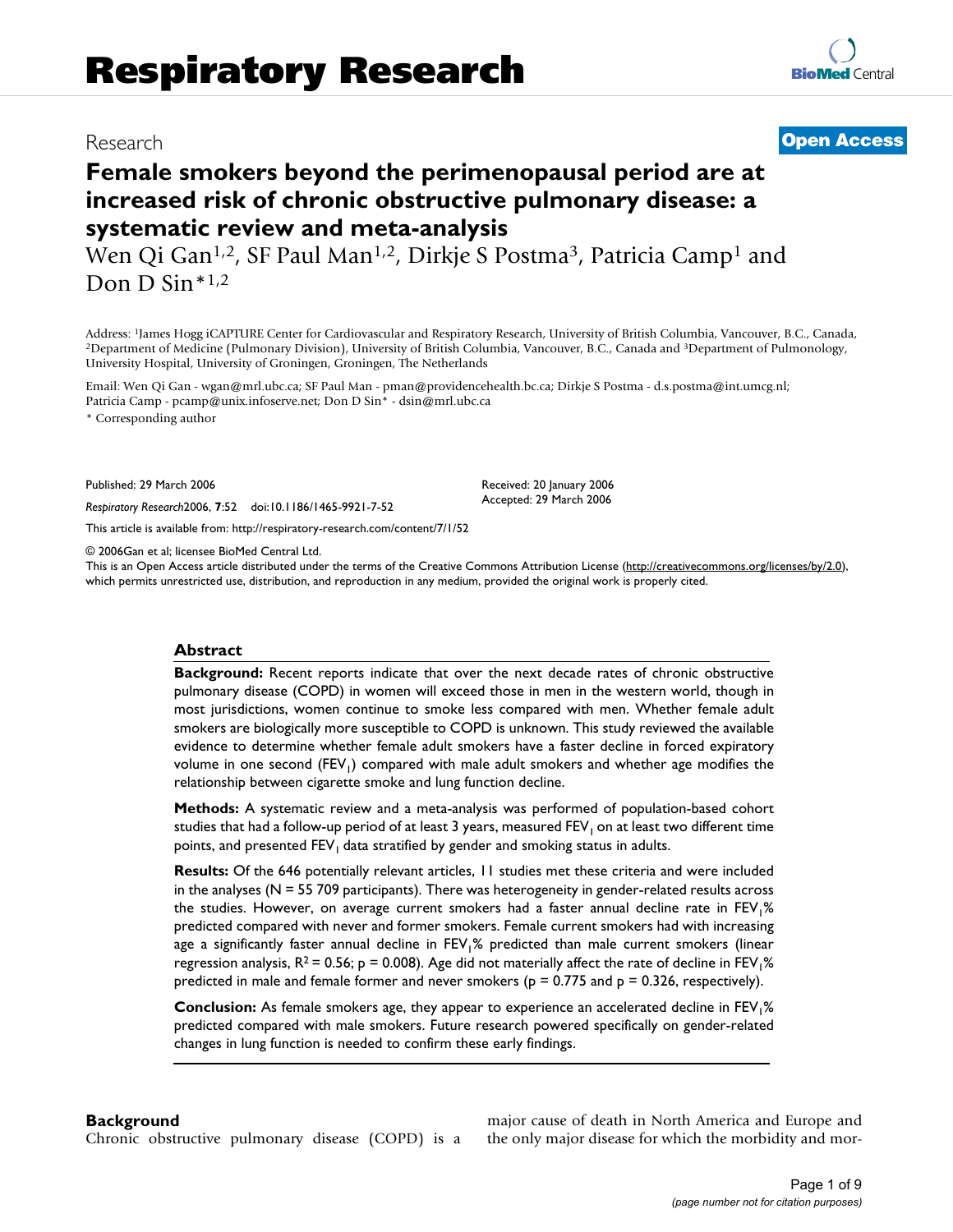# Respiratory Research

Research

**Open Access**

## Female smokers beyond the perimenopausal period are at increased risk of chronic obstructive pulmonary disease: a systematic review and meta-analysis

Wen Qi Gan[1,2], SF Paul Man[1,2], Dirkje S Postma[3], Patricia Camp[1] and Don D Sin*[1,2]

Address: [1]James Hogg iCAPTURE Center for Cardiovascular and Respiratory Research, University of British Columbia, Vancouver, B.C., Canada, [2]Department of Medicine (Pulmonary Division), University of British Columbia, Vancouver, B.C., Canada and [3]Department of Pulmonology, University Hospital, University of Groningen, Groningen, The Netherlands

Email: Wen Qi Gan - wgan@mrl.ubc.ca; SF Paul Man - pman@providencehealth.bc.ca; Dirkje S Postma - d.s.postma@int.umcg.nl; Patricia Camp - pcamp@unix.infoserve.net; Don D Sin* - dsin@mrl.ubc.ca

* Corresponding author

Published: 29 March 2006

*Respiratory Research*2006, **7**:52 doi:10.1186/1465-9921-7-52

Received: 20 January 2006
Accepted: 29 March 2006

This article is available from: http://respiratory-research.com/content/7/1/52

© 2006Gan et al; licensee BioMed Central Ltd.
This is an Open Access article distributed under the terms of the Creative Commons Attribution License (http://creativecommons.org/licenses/by/2.0), which permits unrestricted use, distribution, and reproduction in any medium, provided the original work is properly cited.

### Abstract

**Background:** Recent reports indicate that over the next decade rates of chronic obstructive pulmonary disease (COPD) in women will exceed those in men in the western world, though in most jurisdictions, women continue to smoke less compared with men. Whether female adult smokers are biologically more susceptible to COPD is unknown. This study reviewed the available evidence to determine whether female adult smokers have a faster decline in forced expiratory volume in one second ($FEV_1$) compared with male adult smokers and whether age modifies the relationship between cigarette smoke and lung function decline.

**Methods:** A systematic review and a meta-analysis was performed of population-based cohort studies that had a follow-up period of at least 3 years, measured $FEV_1$ on at least two different time points, and presented $FEV_1$ data stratified by gender and smoking status in adults.

**Results:** Of the 646 potentially relevant articles, 11 studies met these criteria and were included in the analyses (N = 55 709 participants). There was heterogeneity in gender-related results across the studies. However, on average current smokers had a faster annual decline rate in $FEV_1$% predicted compared with never and former smokers. Female current smokers had with increasing age a significantly faster annual decline in $FEV_1$% predicted than male current smokers (linear regression analysis, $R^2 = 0.56$; $p = 0.008$). Age did not materially affect the rate of decline in $FEV_1$% predicted in male and female former and never smokers ($p = 0.775$ and $p = 0.326$, respectively).

**Conclusion:** As female smokers age, they appear to experience an accelerated decline in $FEV_1$% predicted compared with male smokers. Future research powered specifically on gender-related changes in lung function is needed to confirm these early findings.

## Background

Chronic obstructive pulmonary disease (COPD) is a major cause of death in North America and Europe and the only major disease for which the morbidity and mor-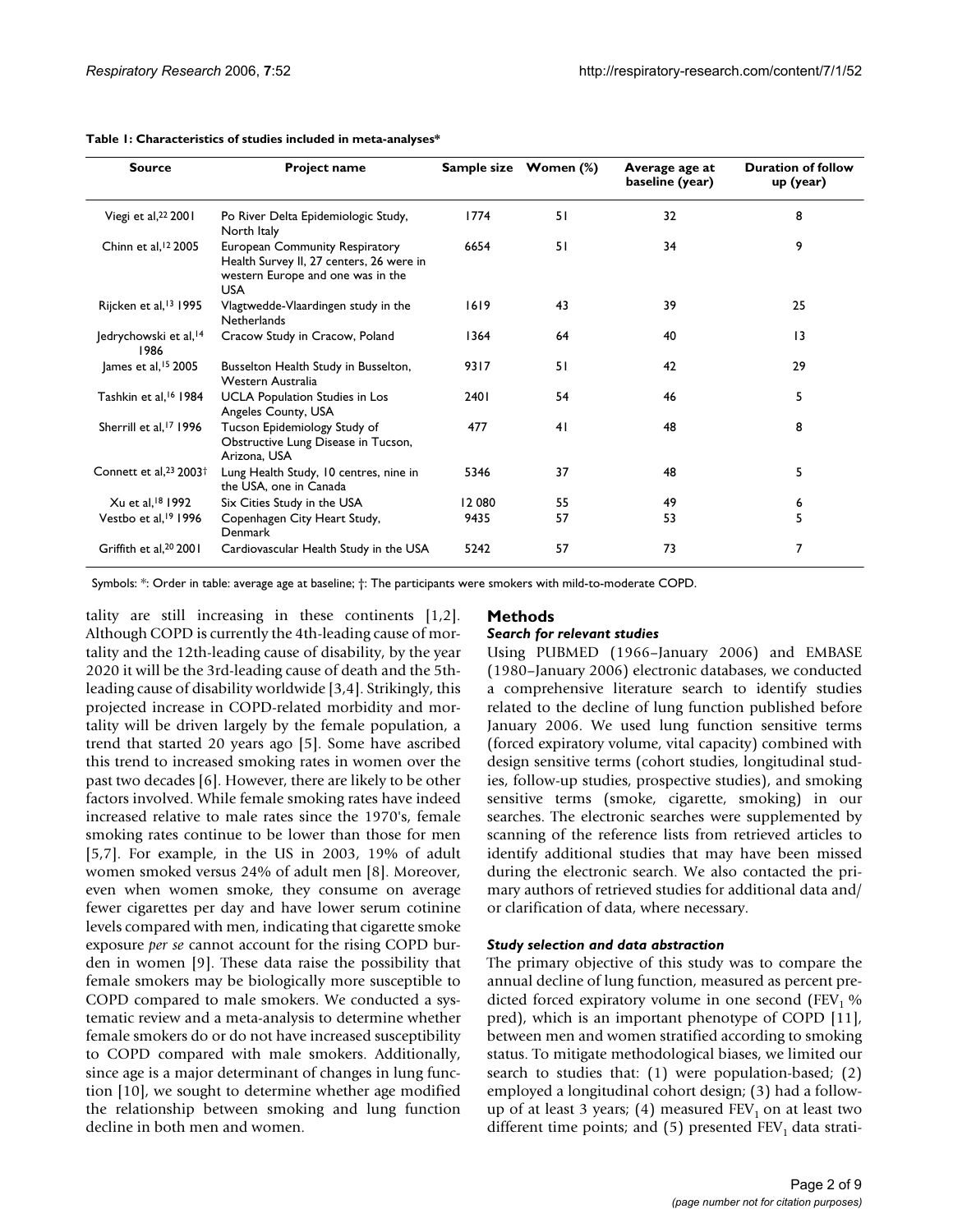**Table 1: Characteristics of studies included in meta-analyses***

| Source | Project name | Sample size | Women (%) | Average age at baseline (year) | Duration of follow up (year) |
|---|---|---|---|---|---|
| Viegi et al,[22] 2001 | Po River Delta Epidemiologic Study, North Italy | 1774 | 51 | 32 | 8 |
| Chinn et al,[12] 2005 | European Community Respiratory Health Survey II, 27 centers, 26 were in western Europe and one was in the USA | 6654 | 51 | 34 | 9 |
| Rijcken et al,[13] 1995 | Vlagtwedde-Vlaardingen study in the Netherlands | 1619 | 43 | 39 | 25 |
| Jedrychowski et al,[14] 1986 | Cracow Study in Cracow, Poland | 1364 | 64 | 40 | 13 |
| James et al,[15] 2005 | Busselton Health Study in Busselton, Western Australia | 9317 | 51 | 42 | 29 |
| Tashkin et al,[16] 1984 | UCLA Population Studies in Los Angeles County, USA | 2401 | 54 | 46 | 5 |
| Sherrill et al,[17] 1996 | Tucson Epidemiology Study of Obstructive Lung Disease in Tucson, Arizona, USA | 477 | 41 | 48 | 8 |
| Connett et al,[23] 2003† | Lung Health Study, 10 centres, nine in the USA, one in Canada | 5346 | 37 | 48 | 5 |
| Xu et al,[18] 1992 | Six Cities Study in the USA | 12 080 | 55 | 49 | 6 |
| Vestbo et al,[19] 1996 | Copenhagen City Heart Study, Denmark | 9435 | 57 | 53 | 5 |
| Griffith et al,[20] 2001 | Cardiovascular Health Study in the USA | 5242 | 57 | 73 | 7 |

Symbols: *: Order in table: average age at baseline; †: The participants were smokers with mild-to-moderate COPD.

tality are still increasing in these continents [1,2]. Although COPD is currently the 4th-leading cause of mortality and the 12th-leading cause of disability, by the year 2020 it will be the 3rd-leading cause of death and the 5th-leading cause of disability worldwide [3,4]. Strikingly, this projected increase in COPD-related morbidity and mortality will be driven largely by the female population, a trend that started 20 years ago [5]. Some have ascribed this trend to increased smoking rates in women over the past two decades [6]. However, there are likely to be other factors involved. While female smoking rates have indeed increased relative to male rates since the 1970's, female smoking rates continue to be lower than those for men [5,7]. For example, in the US in 2003, 19% of adult women smoked versus 24% of adult men [8]. Moreover, even when women smoke, they consume on average fewer cigarettes per day and have lower serum cotinine levels compared with men, indicating that cigarette smoke exposure *per se* cannot account for the rising COPD burden in women [9]. These data raise the possibility that female smokers may be biologically more susceptible to COPD compared to male smokers. We conducted a systematic review and a meta-analysis to determine whether female smokers do or do not have increased susceptibility to COPD compared with male smokers. Additionally, since age is a major determinant of changes in lung function [10], we sought to determine whether age modified the relationship between smoking and lung function decline in both men and women.

## Methods

### *Search for relevant studies*

Using PUBMED (1966–January 2006) and EMBASE (1980–January 2006) electronic databases, we conducted a comprehensive literature search to identify studies related to the decline of lung function published before January 2006. We used lung function sensitive terms (forced expiratory volume, vital capacity) combined with design sensitive terms (cohort studies, longitudinal studies, follow-up studies, prospective studies), and smoking sensitive terms (smoke, cigarette, smoking) in our searches. The electronic searches were supplemented by scanning of the reference lists from retrieved articles to identify additional studies that may have been missed during the electronic search. We also contacted the primary authors of retrieved studies for additional data and/or clarification of data, where necessary.

### *Study selection and data abstraction*

The primary objective of this study was to compare the annual decline of lung function, measured as percent predicted forced expiratory volume in one second ($FEV_1$ % pred), which is an important phenotype of COPD [11], between men and women stratified according to smoking status. To mitigate methodological biases, we limited our search to studies that: (1) were population-based; (2) employed a longitudinal cohort design; (3) had a follow-up of at least 3 years; (4) measured $FEV_1$ on at least two different time points; and (5) presented $FEV_1$ data strati-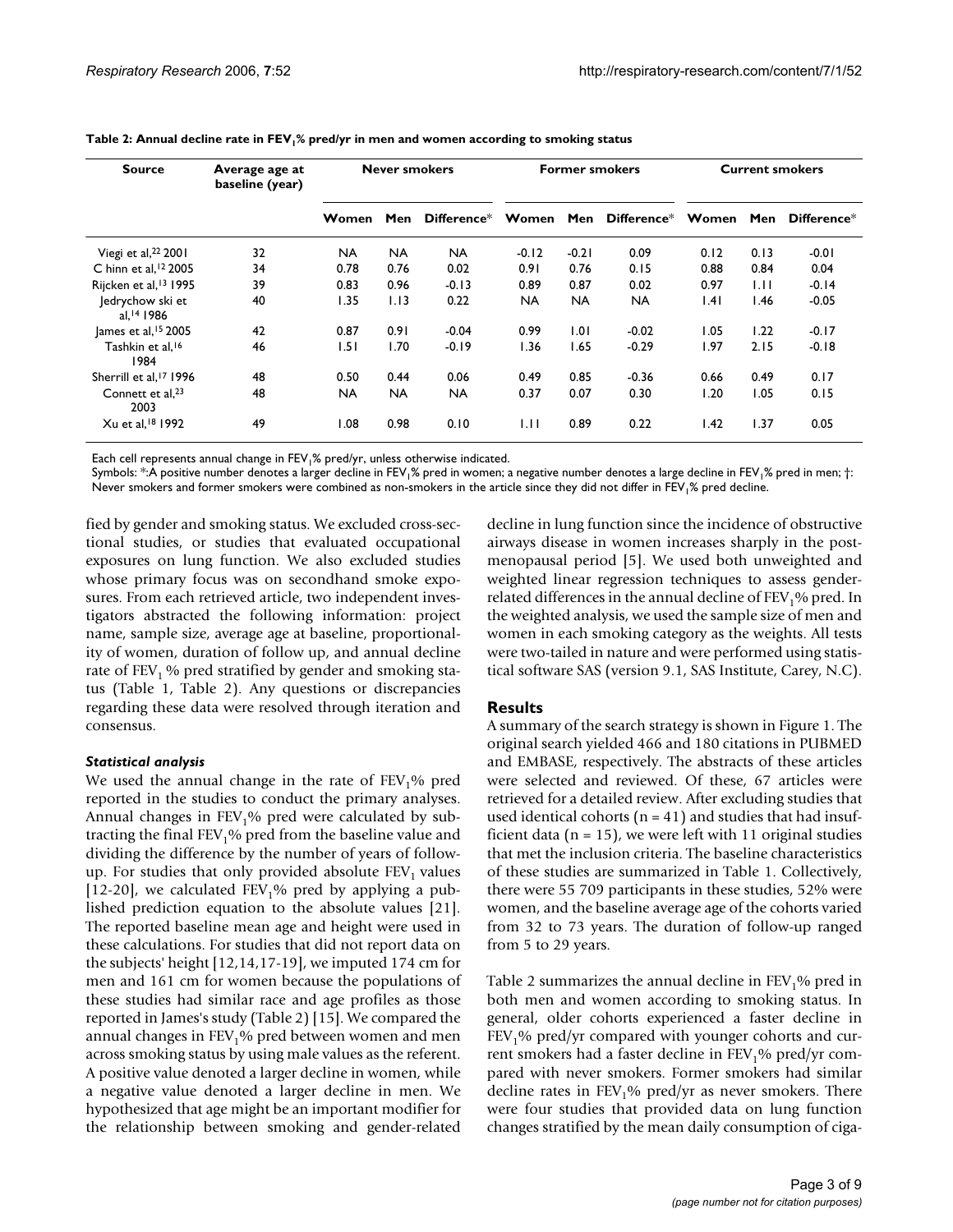**Table 2: Annual decline rate in $FEV_1$% pred/yr in men and women according to smoking status**

| Source | Average age at baseline (year) | Never smokers | | | Former smokers | | | Current smokers | | |
|---|---|---|---|---|---|---|---|---|---|---|
| | | Women | Men | Difference* | Women | Men | Difference* | Women | Men | Difference* |
| Viegi et al,[22] 2001 | 32 | NA | NA | NA | -0.12 | -0.21 | 0.09 | 0.12 | 0.13 | -0.01 |
| C hinn et al,[12] 2005 | 34 | 0.78 | 0.76 | 0.02 | 0.91 | 0.76 | 0.15 | 0.88 | 0.84 | 0.04 |
| Rijcken et al,[13] 1995 | 39 | 0.83 | 0.96 | -0.13 | 0.89 | 0.87 | 0.02 | 0.97 | 1.11 | -0.14 |
| Jedrychow ski et al,[14] 1986 | 40 | 1.35 | 1.13 | 0.22 | NA | NA | NA | 1.41 | 1.46 | -0.05 |
| James et al,[15] 2005 | 42 | 0.87 | 0.91 | -0.04 | 0.99 | 1.01 | -0.02 | 1.05 | 1.22 | -0.17 |
| Tashkin et al,[16] 1984 | 46 | 1.51 | 1.70 | -0.19 | 1.36 | 1.65 | -0.29 | 1.97 | 2.15 | -0.18 |
| Sherrill et al,[17] 1996 | 48 | 0.50 | 0.44 | 0.06 | 0.49 | 0.85 | -0.36 | 0.66 | 0.49 | 0.17 |
| Connett et al,[23] 2003 | 48 | NA | NA | NA | 0.37 | 0.07 | 0.30 | 1.20 | 1.05 | 0.15 |
| Xu et al,[18] 1992 | 49 | 1.08 | 0.98 | 0.10 | 1.11 | 0.89 | 0.22 | 1.42 | 1.37 | 0.05 |

Each cell represents annual change in $FEV_1$% pred/yr, unless otherwise indicated.
Symbols: *:A positive number denotes a larger decline in $FEV_1$% pred in women; a negative number denotes a large decline in $FEV_1$% pred in men; †: Never smokers and former smokers were combined as non-smokers in the article since they did not differ in $FEV_1$% pred decline.

fied by gender and smoking status. We excluded cross-sectional studies, or studies that evaluated occupational exposures on lung function. We also excluded studies whose primary focus was on secondhand smoke exposures. From each retrieved article, two independent investigators abstracted the following information: project name, sample size, average age at baseline, proportionality of women, duration of follow up, and annual decline rate of $FEV_1$ % pred stratified by gender and smoking status (Table 1, Table 2). Any questions or discrepancies regarding these data were resolved through iteration and consensus.

### *Statistical analysis*

We used the annual change in the rate of $FEV_1$% pred reported in the studies to conduct the primary analyses. Annual changes in $FEV_1$% pred were calculated by subtracting the final $FEV_1$% pred from the baseline value and dividing the difference by the number of years of follow-up. For studies that only provided absolute $FEV_1$ values [12-20], we calculated $FEV_1$% pred by applying a published prediction equation to the absolute values [21]. The reported baseline mean age and height were used in these calculations. For studies that did not report data on the subjects' height [12,14,17-19], we imputed 174 cm for men and 161 cm for women because the populations of these studies had similar race and age profiles as those reported in James's study (Table 2) [15]. We compared the annual changes in $FEV_1$% pred between women and men across smoking status by using male values as the referent. A positive value denoted a larger decline in women, while a negative value denoted a larger decline in men. We hypothesized that age might be an important modifier for the relationship between smoking and gender-related decline in lung function since the incidence of obstructive airways disease in women increases sharply in the post-menopausal period [5]. We used both unweighted and weighted linear regression techniques to assess gender-related differences in the annual decline of $FEV_1$% pred. In the weighted analysis, we used the sample size of men and women in each smoking category as the weights. All tests were two-tailed in nature and were performed using statistical software SAS (version 9.1, SAS Institute, Carey, N.C).

## Results

A summary of the search strategy is shown in Figure 1. The original search yielded 466 and 180 citations in PUBMED and EMBASE, respectively. The abstracts of these articles were selected and reviewed. Of these, 67 articles were retrieved for a detailed review. After excluding studies that used identical cohorts (n = 41) and studies that had insufficient data (n = 15), we were left with 11 original studies that met the inclusion criteria. The baseline characteristics of these studies are summarized in Table 1. Collectively, there were 55 709 participants in these studies, 52% were women, and the baseline average age of the cohorts varied from 32 to 73 years. The duration of follow-up ranged from 5 to 29 years.

Table 2 summarizes the annual decline in $FEV_1$% pred in both men and women according to smoking status. In general, older cohorts experienced a faster decline in $FEV_1$% pred/yr compared with younger cohorts and current smokers had a faster decline in $FEV_1$% pred/yr compared with never smokers. Former smokers had similar decline rates in $FEV_1$% pred/yr as never smokers. There were four studies that provided data on lung function changes stratified by the mean daily consumption of ciga-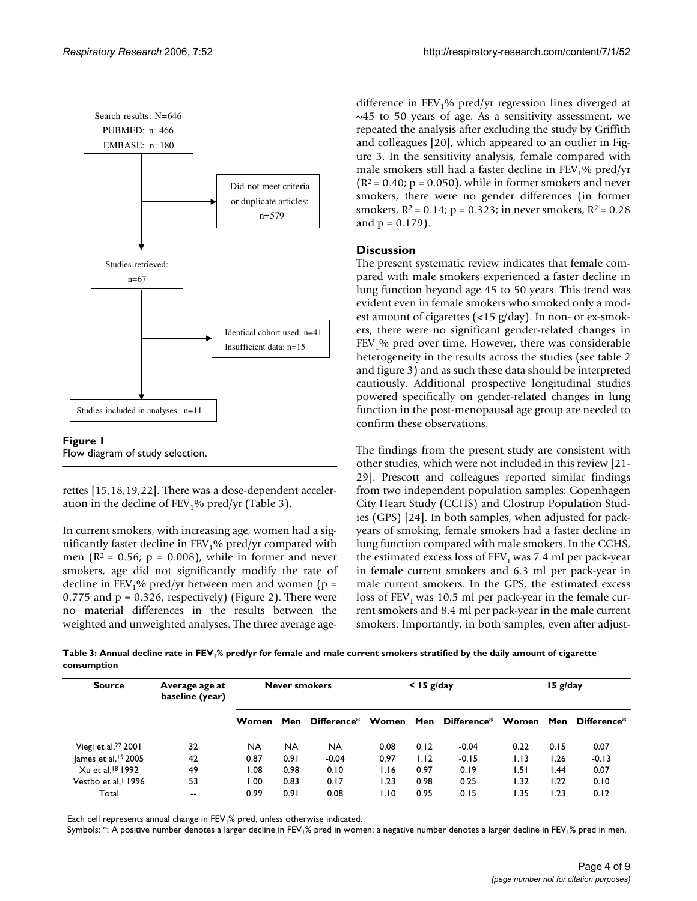Search results: N=646
PUBMED: n=466
EMBASE: n=180

Did not meet criteria or duplicate articles: n=579

Studies retrieved: n=67

Identical cohort used: n=41
Insufficient data: n=15

Studies included in analyses: n=11

**Figure 1**
Flow diagram of study selection.

rettes [15,18,19,22]. There was a dose-dependent acceleration in the decline of $FEV_1$% pred/yr (Table 3).

In current smokers, with increasing age, women had a significantly faster decline in $FEV_1$% pred/yr compared with men ($R^2 = 0.56$; $p = 0.008$), while in former and never smokers, age did not significantly modify the rate of decline in $FEV_1$% pred/yr between men and women ($p = 0.775$ and $p = 0.326$, respectively) (Figure 2). There were no material differences in the results between the weighted and unweighted analyses. The three average age-difference in $FEV_1$% pred/yr regression lines diverged at ~45 to 50 years of age. As a sensitivity assessment, we repeated the analysis after excluding the study by Griffith and colleagues [20], which appeared to an outlier in Figure 3. In the sensitivity analysis, female compared with male smokers still had a faster decline in $FEV_1$% pred/yr ($R^2 = 0.40$; $p = 0.050$), while in former smokers and never smokers, there were no gender differences (in former smokers, $R^2 = 0.14$; $p = 0.323$; in never smokers, $R^2 = 0.28$ and $p = 0.179$).

## Discussion

The present systematic review indicates that female compared with male smokers experienced a faster decline in lung function beyond age 45 to 50 years. This trend was evident even in female smokers who smoked only a modest amount of cigarettes (<15 g/day). In non- or ex-smokers, there were no significant gender-related changes in $FEV_1$% pred over time. However, there was considerable heterogeneity in the results across the studies (see table 2 and figure 3) and as such these data should be interpreted cautiously. Additional prospective longitudinal studies powered specifically on gender-related changes in lung function in the post-menopausal age group are needed to confirm these observations.

The findings from the present study are consistent with other studies, which were not included in this review [21-29]. Prescott and colleagues reported similar findings from two independent population samples: Copenhagen City Heart Study (CCHS) and Glostrup Population Studies (GPS) [24]. In both samples, when adjusted for pack-years of smoking, female smokers had a faster decline in lung function compared with male smokers. In the CCHS, the estimated excess loss of $FEV_1$ was 7.4 ml per pack-year in female current smokers and 6.3 ml per pack-year in male current smokers. In the GPS, the estimated excess loss of $FEV_1$ was 10.5 ml per pack-year in the female current smokers and 8.4 ml per pack-year in the male current smokers. Importantly, in both samples, even after adjust-

**Table 3: Annual decline rate in $FEV_1$% pred/yr for female and male current smokers stratified by the daily amount of cigarette consumption**

| Source | Average age at baseline (year) | Never smokers | | | < 15 g/day | | | 15 g/day | | |
|---|---|---|---|---|---|---|---|---|---|---|
| | | Women | Men | Difference* | Women | Men | Difference* | Women | Men | Difference* |
| Viegi et al,[22] 2001 | 32 | NA | NA | NA | 0.08 | 0.12 | -0.04 | 0.22 | 0.15 | 0.07 |
| James et al,[15] 2005 | 42 | 0.87 | 0.91 | -0.04 | 0.97 | 1.12 | -0.15 | 1.13 | 1.26 | -0.13 |
| Xu et al,[18] 1992 | 49 | 1.08 | 0.98 | 0.10 | 1.16 | 0.97 | 0.19 | 1.51 | 1.44 | 0.07 |
| Vestbo et al,[1] 1996 | 53 | 1.00 | 0.83 | 0.17 | 1.23 | 0.98 | 0.25 | 1.32 | 1.22 | 0.10 |
| Total | -- | 0.99 | 0.91 | 0.08 | 1.10 | 0.95 | 0.15 | 1.35 | 1.23 | 0.12 |

Each cell represents annual change in $FEV_1$% pred, unless otherwise indicated.
Symbols: *: A positive number denotes a larger decline in $FEV_1$% pred in women; a negative number denotes a larger decline in $FEV_1$% pred in men.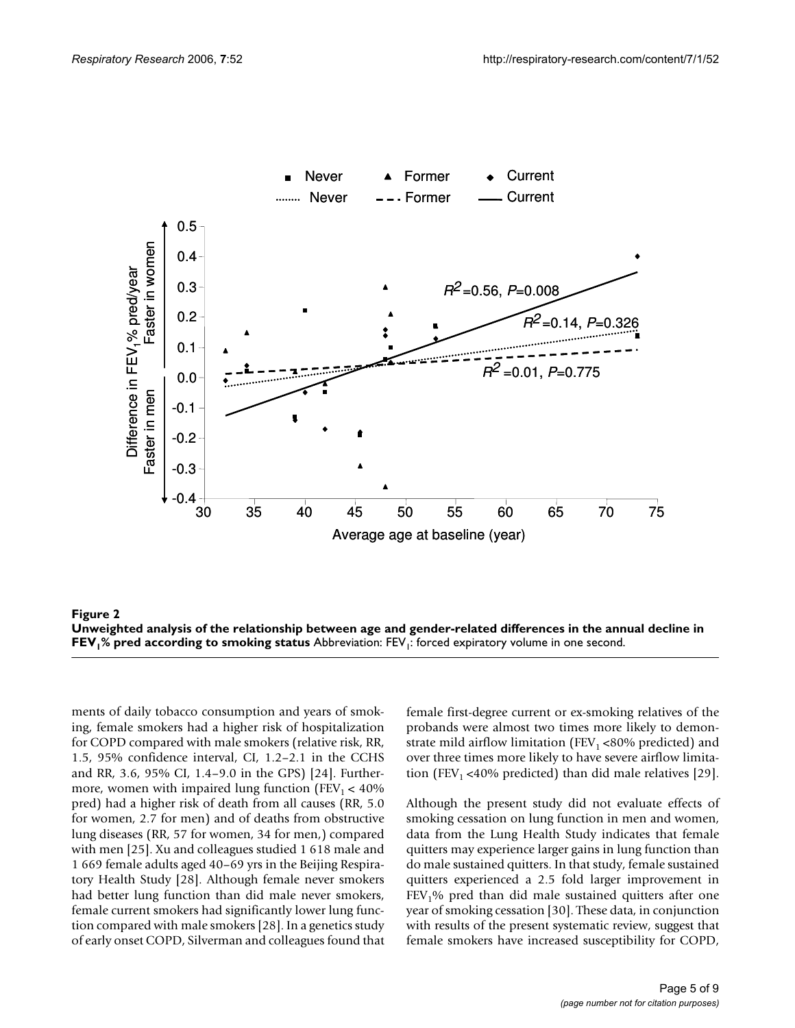**Figure 2**
**Unweighted analysis of the relationship between age and gender-related differences in the annual decline in $FEV_1$% pred according to smoking status** Abbreviation: $FEV_1$: forced expiratory volume in one second.

ments of daily tobacco consumption and years of smoking, female smokers had a higher risk of hospitalization for COPD compared with male smokers (relative risk, RR, 1.5, 95% confidence interval, CI, 1.2–2.1 in the CCHS and RR, 3.6, 95% CI, 1.4–9.0 in the GPS) [24]. Furthermore, women with impaired lung function ($FEV_1 < 40\%$ pred) had a higher risk of death from all causes (RR, 5.0 for women, 2.7 for men) and of deaths from obstructive lung diseases (RR, 57 for women, 34 for men,) compared with men [25]. Xu and colleagues studied 1 618 male and 1 669 female adults aged 40–69 yrs in the Beijing Respiratory Health Study [28]. Although female never smokers had better lung function than did male never smokers, female current smokers had significantly lower lung function compared with male smokers [28]. In a genetics study of early onset COPD, Silverman and colleagues found that female first-degree current or ex-smoking relatives of the probands were almost two times more likely to demonstrate mild airflow limitation ($FEV_1$ <80% predicted) and over three times more likely to have severe airflow limitation ($FEV_1$ <40% predicted) than did male relatives [29].

Although the present study did not evaluate effects of smoking cessation on lung function in men and women, data from the Lung Health Study indicates that female quitters may experience larger gains in lung function than do male sustained quitters. In that study, female sustained quitters experienced a 2.5 fold larger improvement in $FEV_1$% pred than did male sustained quitters after one year of smoking cessation [30]. These data, in conjunction with results of the present systematic review, suggest that female smokers have increased susceptibility for COPD,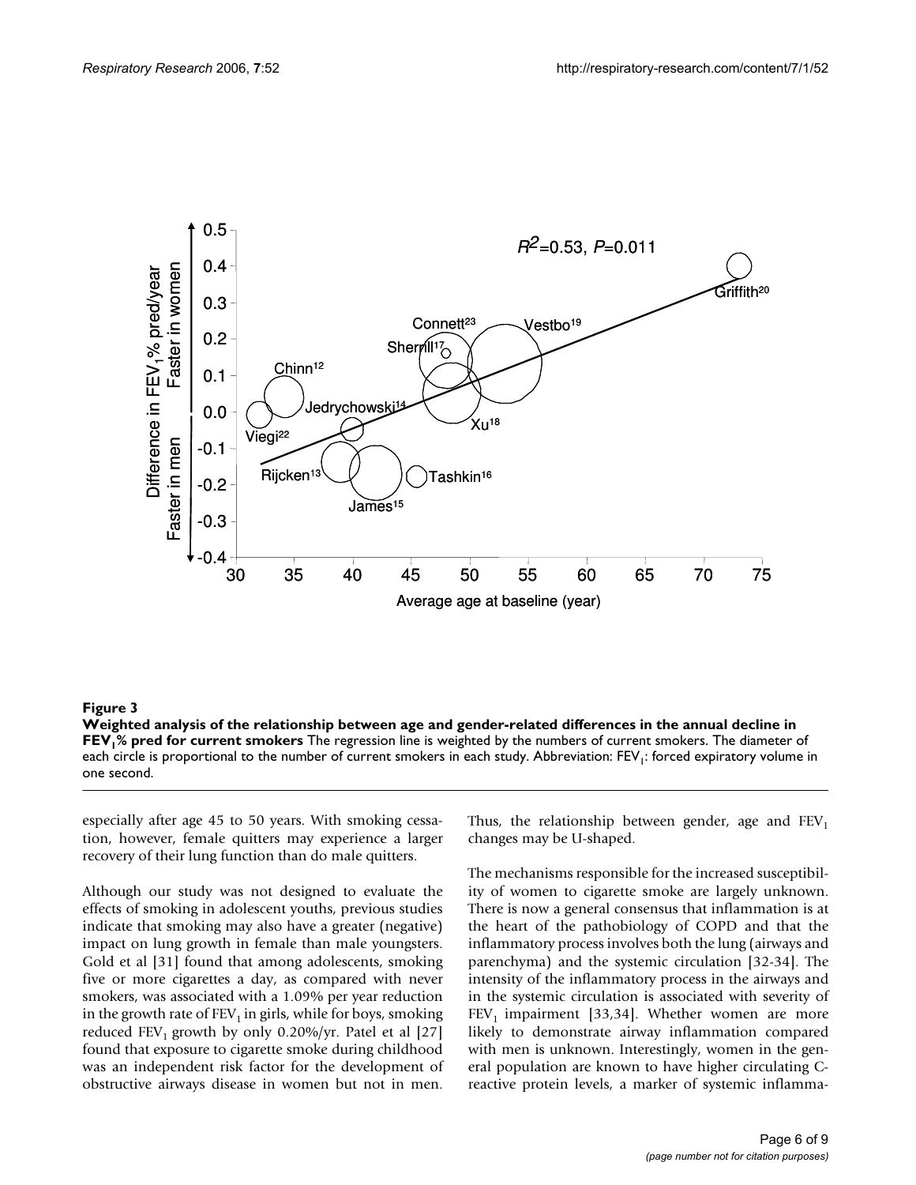**Figure 3**

**Weighted analysis of the relationship between age and gender-related differences in the annual decline in $FEV_1$% pred for current smokers** The regression line is weighted by the numbers of current smokers. The diameter of each circle is proportional to the number of current smokers in each study. Abbreviation: $FEV_1$: forced expiratory volume in one second.

especially after age 45 to 50 years. With smoking cessation, however, female quitters may experience a larger recovery of their lung function than do male quitters.

Although our study was not designed to evaluate the effects of smoking in adolescent youths, previous studies indicate that smoking may also have a greater (negative) impact on lung growth in female than male youngsters. Gold et al [31] found that among adolescents, smoking five or more cigarettes a day, as compared with never smokers, was associated with a 1.09% per year reduction in the growth rate of $FEV_1$ in girls, while for boys, smoking reduced $FEV_1$ growth by only 0.20%/yr. Patel et al [27] found that exposure to cigarette smoke during childhood was an independent risk factor for the development of obstructive airways disease in women but not in men. Thus, the relationship between gender, age and $FEV_1$ changes may be U-shaped.

The mechanisms responsible for the increased susceptibility of women to cigarette smoke are largely unknown. There is now a general consensus that inflammation is at the heart of the pathobiology of COPD and that the inflammatory process involves both the lung (airways and parenchyma) and the systemic circulation [32-34]. The intensity of the inflammatory process in the airways and in the systemic circulation is associated with severity of $FEV_1$ impairment [33,34]. Whether women are more likely to demonstrate airway inflammation compared with men is unknown. Interestingly, women in the general population are known to have higher circulating C-reactive protein levels, a marker of systemic inflamma-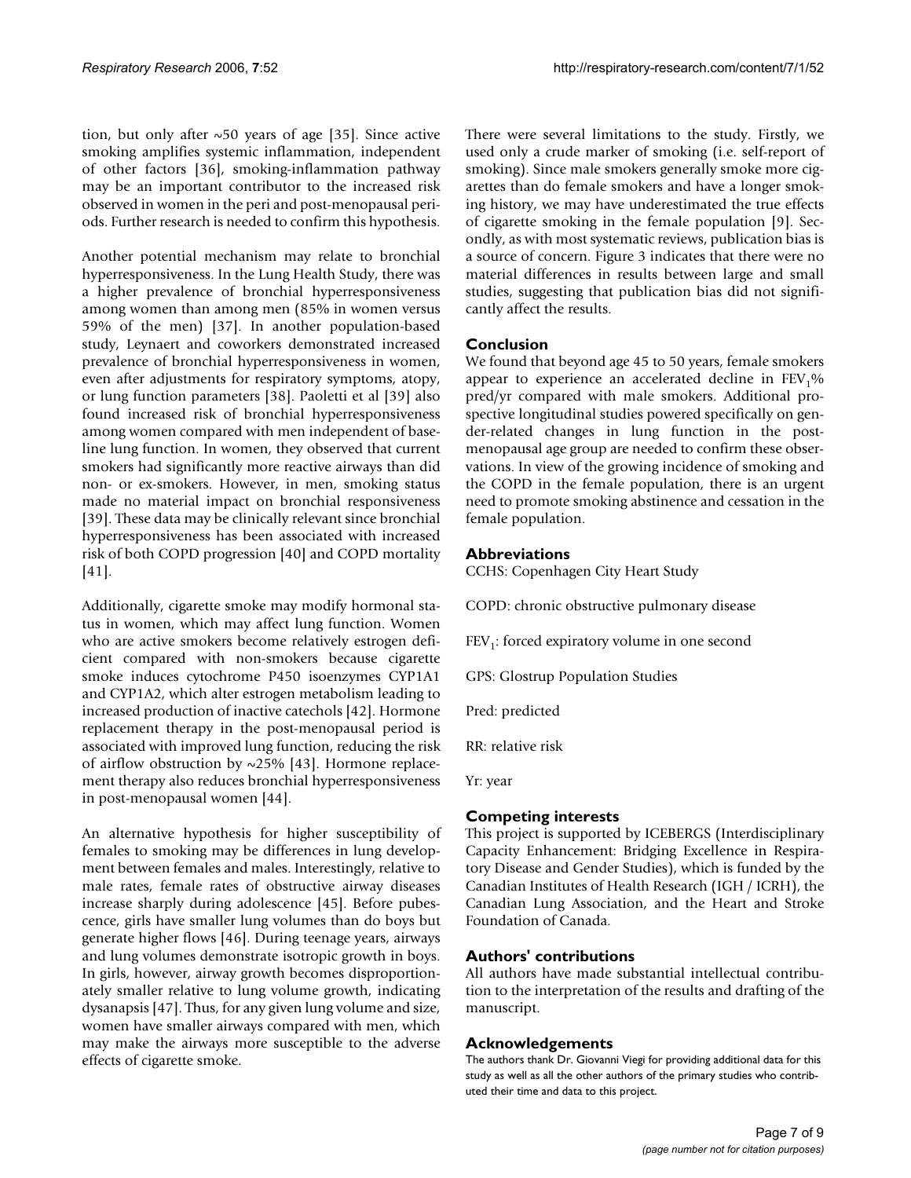tion, but only after ~50 years of age [35]. Since active smoking amplifies systemic inflammation, independent of other factors [36], smoking-inflammation pathway may be an important contributor to the increased risk observed in women in the peri and post-menopausal periods. Further research is needed to confirm this hypothesis.

Another potential mechanism may relate to bronchial hyperresponsiveness. In the Lung Health Study, there was a higher prevalence of bronchial hyperresponsiveness among women than among men (85% in women versus 59% of the men) [37]. In another population-based study, Leynaert and coworkers demonstrated increased prevalence of bronchial hyperresponsiveness in women, even after adjustments for respiratory symptoms, atopy, or lung function parameters [38]. Paoletti et al [39] also found increased risk of bronchial hyperresponsiveness among women compared with men independent of baseline lung function. In women, they observed that current smokers had significantly more reactive airways than did non- or ex-smokers. However, in men, smoking status made no material impact on bronchial responsiveness [39]. These data may be clinically relevant since bronchial hyperresponsiveness has been associated with increased risk of both COPD progression [40] and COPD mortality [41].

Additionally, cigarette smoke may modify hormonal status in women, which may affect lung function. Women who are active smokers become relatively estrogen deficient compared with non-smokers because cigarette smoke induces cytochrome P450 isoenzymes CYP1A1 and CYP1A2, which alter estrogen metabolism leading to increased production of inactive catechols [42]. Hormone replacement therapy in the post-menopausal period is associated with improved lung function, reducing the risk of airflow obstruction by ~25% [43]. Hormone replacement therapy also reduces bronchial hyperresponsiveness in post-menopausal women [44].

An alternative hypothesis for higher susceptibility of females to smoking may be differences in lung development between females and males. Interestingly, relative to male rates, female rates of obstructive airway diseases increase sharply during adolescence [45]. Before pubescence, girls have smaller lung volumes than do boys but generate higher flows [46]. During teenage years, airways and lung volumes demonstrate isotropic growth in boys. In girls, however, airway growth becomes disproportionately smaller relative to lung volume growth, indicating dysanapsis [47]. Thus, for any given lung volume and size, women have smaller airways compared with men, which may make the airways more susceptible to the adverse effects of cigarette smoke.

There were several limitations to the study. Firstly, we used only a crude marker of smoking (i.e. self-report of smoking). Since male smokers generally smoke more cigarettes than do female smokers and have a longer smoking history, we may have underestimated the true effects of cigarette smoking in the female population [9]. Secondly, as with most systematic reviews, publication bias is a source of concern. Figure 3 indicates that there were no material differences in results between large and small studies, suggesting that publication bias did not significantly affect the results.

## Conclusion

We found that beyond age 45 to 50 years, female smokers appear to experience an accelerated decline in $FEV_1$% pred/yr compared with male smokers. Additional prospective longitudinal studies powered specifically on gender-related changes in lung function in the post-menopausal age group are needed to confirm these observations. In view of the growing incidence of smoking and the COPD in the female population, there is an urgent need to promote smoking abstinence and cessation in the female population.

## Abbreviations

CCHS: Copenhagen City Heart Study

COPD: chronic obstructive pulmonary disease

$FEV_1$: forced expiratory volume in one second

GPS: Glostrup Population Studies

Pred: predicted

RR: relative risk

Yr: year

## Competing interests

This project is supported by ICEBERGS (Interdisciplinary Capacity Enhancement: Bridging Excellence in Respiratory Disease and Gender Studies), which is funded by the Canadian Institutes of Health Research (IGH / ICRH), the Canadian Lung Association, and the Heart and Stroke Foundation of Canada.

## Authors' contributions

All authors have made substantial intellectual contribution to the interpretation of the results and drafting of the manuscript.

## Acknowledgements

The authors thank Dr. Giovanni Viegi for providing additional data for this study as well as all the other authors of the primary studies who contributed their time and data to this project.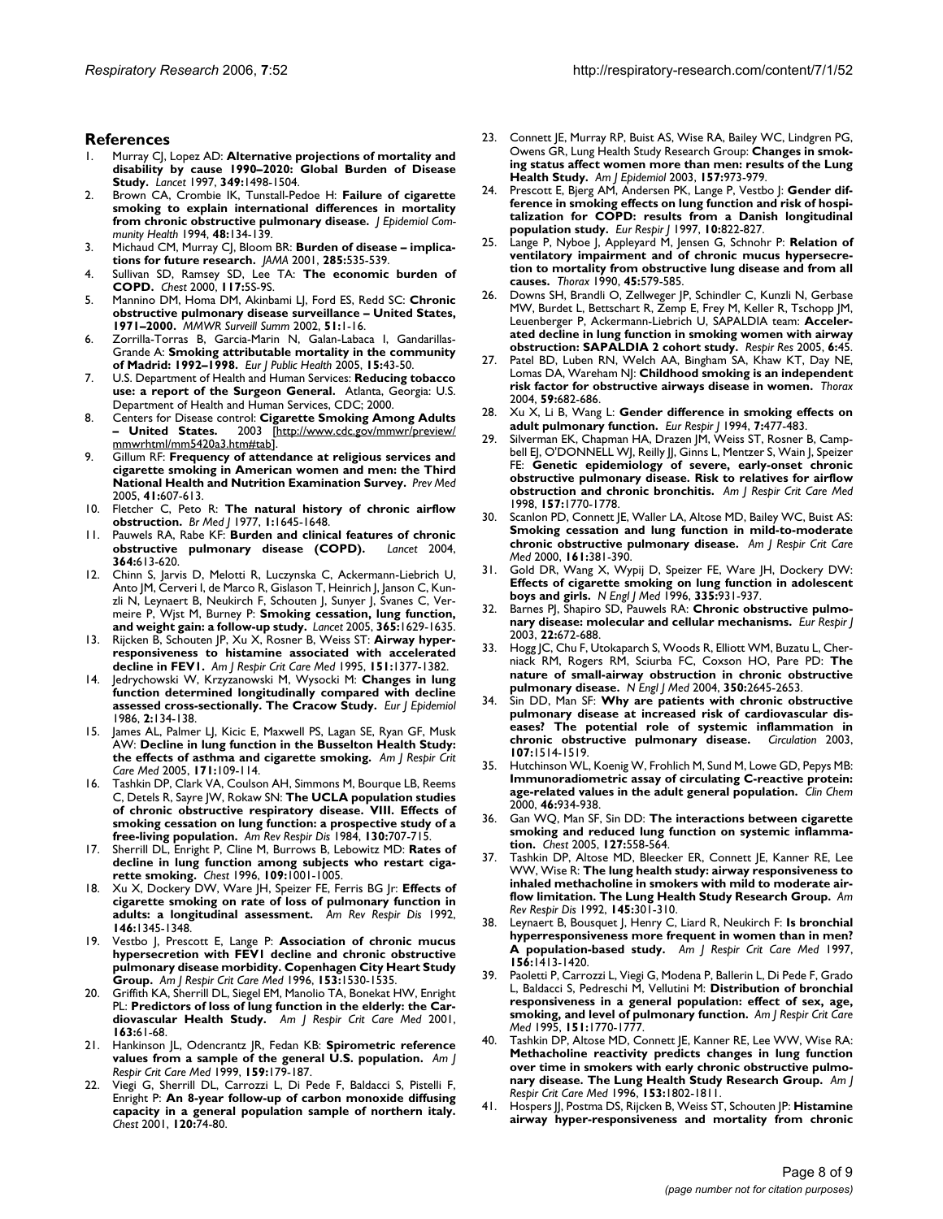## References

1. Murray CJ, Lopez AD: **Alternative projections of mortality and disability by cause 1990–2020: Global Burden of Disease Study.** *Lancet* 1997, **349:**1498-1504.
2. Brown CA, Crombie IK, Tunstall-Pedoe H: **Failure of cigarette smoking to explain international differences in mortality from chronic obstructive pulmonary disease.** *J Epidemiol Community Health* 1994, **48:**134-139.
3. Michaud CM, Murray CJ, Bloom BR: **Burden of disease – implications for future research.** *JAMA* 2001, **285:**535-539.
4. Sullivan SD, Ramsey SD, Lee TA: **The economic burden of COPD.** *Chest* 2000, **117:**5S-9S.
5. Mannino DM, Homa DM, Akinbami LJ, Ford ES, Redd SC: **Chronic obstructive pulmonary disease surveillance – United States, 1971–2000.** *MMWR Surveill Summ* 2002, **51:**1-16.
6. Zorrilla-Torras B, Garcia-Marin N, Galan-Labaca I, Gandarillas-Grande A: **Smoking attributable mortality in the community of Madrid: 1992–1998.** *Eur J Public Health* 2005, **15:**43-50.
7. U.S. Department of Health and Human Services: **Reducing tobacco use: a report of the Surgeon General.** Atlanta, Georgia: U.S. Department of Health and Human Services, CDC; 2000.
8. Centers for Disease control: **Cigarette Smoking Among Adults – United States.** 2003 [http://www.cdc.gov/mmwr/preview/mmwrhtml/mm5420a3.htm#tab].
9. Gillum RF: **Frequency of attendance at religious services and cigarette smoking in American women and men: the Third National Health and Nutrition Examination Survey.** *Prev Med* 2005, **41:**607-613.
10. Fletcher C, Peto R: **The natural history of chronic airflow obstruction.** *Br Med J* 1977, **1:**1645-1648.
11. Pauwels RA, Rabe KF: **Burden and clinical features of chronic obstructive pulmonary disease (COPD).** *Lancet* 2004, **364:**613-620.
12. Chinn S, Jarvis D, Melotti R, Luczynska C, Ackermann-Liebrich U, Anto JM, Cerveri I, de Marco R, Gislason T, Heinrich J, Janson C, Kunzli N, Leynaert B, Neukirch F, Schouten J, Sunyer J, Svanes C, Vermeire P, Wjst M, Burney P: **Smoking cessation, lung function, and weight gain: a follow-up study.** *Lancet* 2005, **365:**1629-1635.
13. Rijcken B, Schouten JP, Xu X, Rosner B, Weiss ST: **Airway hyperresponsiveness to histamine associated with accelerated decline in FEV1.** *Am J Respir Crit Care Med* 1995, **151:**1377-1382.
14. Jedrychowski W, Krzyzanowski M, Wysocki M: **Changes in lung function determined longitudinally compared with decline assessed cross-sectionally. The Cracow Study.** *Eur J Epidemiol* 1986, **2:**134-138.
15. James AL, Palmer LJ, Kicic E, Maxwell PS, Lagan SE, Ryan GF, Musk AW: **Decline in lung function in the Busselton Health Study: the effects of asthma and cigarette smoking.** *Am J Respir Crit Care Med* 2005, **171:**109-114.
16. Tashkin DP, Clark VA, Coulson AH, Simmons M, Bourque LB, Reems C, Detels R, Sayre JW, Rokaw SN: **The UCLA population studies of chronic obstructive respiratory disease. VIII. Effects of smoking cessation on lung function: a prospective study of a free-living population.** *Am Rev Respir Dis* 1984, **130:**707-715.
17. Sherrill DL, Enright P, Cline M, Burrows B, Lebowitz MD: **Rates of decline in lung function among subjects who restart cigarette smoking.** *Chest* 1996, **109:**1001-1005.
18. Xu X, Dockery DW, Ware JH, Speizer FE, Ferris BG Jr: **Effects of cigarette smoking on rate of loss of pulmonary function in adults: a longitudinal assessment.** *Am Rev Respir Dis* 1992, **146:**1345-1348.
19. Vestbo J, Prescott E, Lange P: **Association of chronic mucus hypersecretion with FEV1 decline and chronic obstructive pulmonary disease morbidity. Copenhagen City Heart Study Group.** *Am J Respir Crit Care Med* 1996, **153:**1530-1535.
20. Griffith KA, Sherrill DL, Siegel EM, Manolio TA, Bonekat HW, Enright PL: **Predictors of loss of lung function in the elderly: the Cardiovascular Health Study.** *Am J Respir Crit Care Med* 2001, **163:**61-68.
21. Hankinson JL, Odencrantz JR, Fedan KB: **Spirometric reference values from a sample of the general U.S. population.** *Am J Respir Crit Care Med* 1999, **159:**179-187.
22. Viegi G, Sherrill DL, Carrozzi L, Di Pede F, Baldacci S, Pistelli F, Enright P: **An 8-year follow-up of carbon monoxide diffusing capacity in a general population sample of northern italy.** *Chest* 2001, **120:**74-80.
23. Connett JE, Murray RP, Buist AS, Wise RA, Bailey WC, Lindgren PG, Owens GR, Lung Health Study Research Group: **Changes in smoking status affect women more than men: results of the Lung Health Study.** *Am J Epidemiol* 2003, **157:**973-979.
24. Prescott E, Bjerg AM, Andersen PK, Lange P, Vestbo J: **Gender difference in smoking effects on lung function and risk of hospitalization for COPD: results from a Danish longitudinal population study.** *Eur Respir J* 1997, **10:**822-827.
25. Lange P, Nyboe J, Appleyard M, Jensen G, Schnohr P: **Relation of ventilatory impairment and of chronic mucus hypersecretion to mortality from obstructive lung disease and from all causes.** *Thorax* 1990, **45:**579-585.
26. Downs SH, Brandli O, Zellweger JP, Schindler C, Kunzli N, Gerbase MW, Burdet L, Bettschart R, Zemp E, Frey M, Keller R, Tschopp JM, Leuenberger P, Ackermann-Liebrich U, SAPALDIA team: **Accelerated decline in lung function in smoking women with airway obstruction: SAPALDIA 2 cohort study.** *Respir Res* 2005, **6:**45.
27. Patel BD, Luben RN, Welch AA, Bingham SA, Khaw KT, Day NE, Lomas DA, Wareham NJ: **Childhood smoking is an independent risk factor for obstructive airways disease in women.** *Thorax* 2004, **59:**682-686.
28. Xu X, Li B, Wang L: **Gender difference in smoking effects on adult pulmonary function.** *Eur Respir J* 1994, **7:**477-483.
29. Silverman EK, Chapman HA, Drazen JM, Weiss ST, Rosner B, Campbell EJ, O'DONNELL WJ, Reilly JJ, Ginns L, Mentzer S, Wain J, Speizer FE: **Genetic epidemiology of severe, early-onset chronic obstructive pulmonary disease. Risk to relatives for airflow obstruction and chronic bronchitis.** *Am J Respir Crit Care Med* 1998, **157:**1770-1778.
30. Scanlon PD, Connett JE, Waller LA, Altose MD, Bailey WC, Buist AS: **Smoking cessation and lung function in mild-to-moderate chronic obstructive pulmonary disease.** *Am J Respir Crit Care Med* 2000, **161:**381-390.
31. Gold DR, Wang X, Wypij D, Speizer FE, Ware JH, Dockery DW: **Effects of cigarette smoking on lung function in adolescent boys and girls.** *N Engl J Med* 1996, **335:**931-937.
32. Barnes PJ, Shapiro SD, Pauwels RA: **Chronic obstructive pulmonary disease: molecular and cellular mechanisms.** *Eur Respir J* 2003, **22:**672-688.
33. Hogg JC, Chu F, Utokaparch S, Woods R, Elliott WM, Buzatu L, Cherniack RM, Rogers RM, Sciurba FC, Coxson HO, Pare PD: **The nature of small-airway obstruction in chronic obstructive pulmonary disease.** *N Engl J Med* 2004, **350:**2645-2653.
34. Sin DD, Man SF: **Why are patients with chronic obstructive pulmonary disease at increased risk of cardiovascular diseases? The potential role of systemic inflammation in chronic obstructive pulmonary disease.** *Circulation* 2003, **107:**1514-1519.
35. Hutchinson WL, Koenig W, Frohlich M, Sund M, Lowe GD, Pepys MB: **Immunoradiometric assay of circulating C-reactive protein: age-related values in the adult general population.** *Clin Chem* 2000, **46:**934-938.
36. Gan WQ, Man SF, Sin DD: **The interactions between cigarette smoking and reduced lung function on systemic inflammation.** *Chest* 2005, **127:**558-564.
37. Tashkin DP, Altose MD, Bleecker ER, Connett JE, Kanner RE, Lee WW, Wise R: **The lung health study: airway responsiveness to inhaled methacholine in smokers with mild to moderate airflow limitation. The Lung Health Study Research Group.** *Am Rev Respir Dis* 1992, **145:**301-310.
38. Leynaert B, Bousquet J, Henry C, Liard R, Neukirch F: **Is bronchial hyperresponsiveness more frequent in women than in men? A population-based study.** *Am J Respir Crit Care Med* 1997, **156:**1413-1420.
39. Paoletti P, Carrozzi L, Viegi G, Modena P, Ballerin L, Di Pede F, Grado L, Baldacci S, Pedreschi M, Vellutini M: **Distribution of bronchial responsiveness in a general population: effect of sex, age, smoking, and level of pulmonary function.** *Am J Respir Crit Care Med* 1995, **151:**1770-1777.
40. Tashkin DP, Altose MD, Connett JE, Kanner RE, Lee WW, Wise RA: **Methacholine reactivity predicts changes in lung function over time in smokers with early chronic obstructive pulmonary disease. The Lung Health Study Research Group.** *Am J Respir Crit Care Med* 1996, **153:**1802-1811.
41. Hospers JJ, Postma DS, Rijcken B, Weiss ST, Schouten JP: **Histamine airway hyper-responsiveness and mortality from chronic**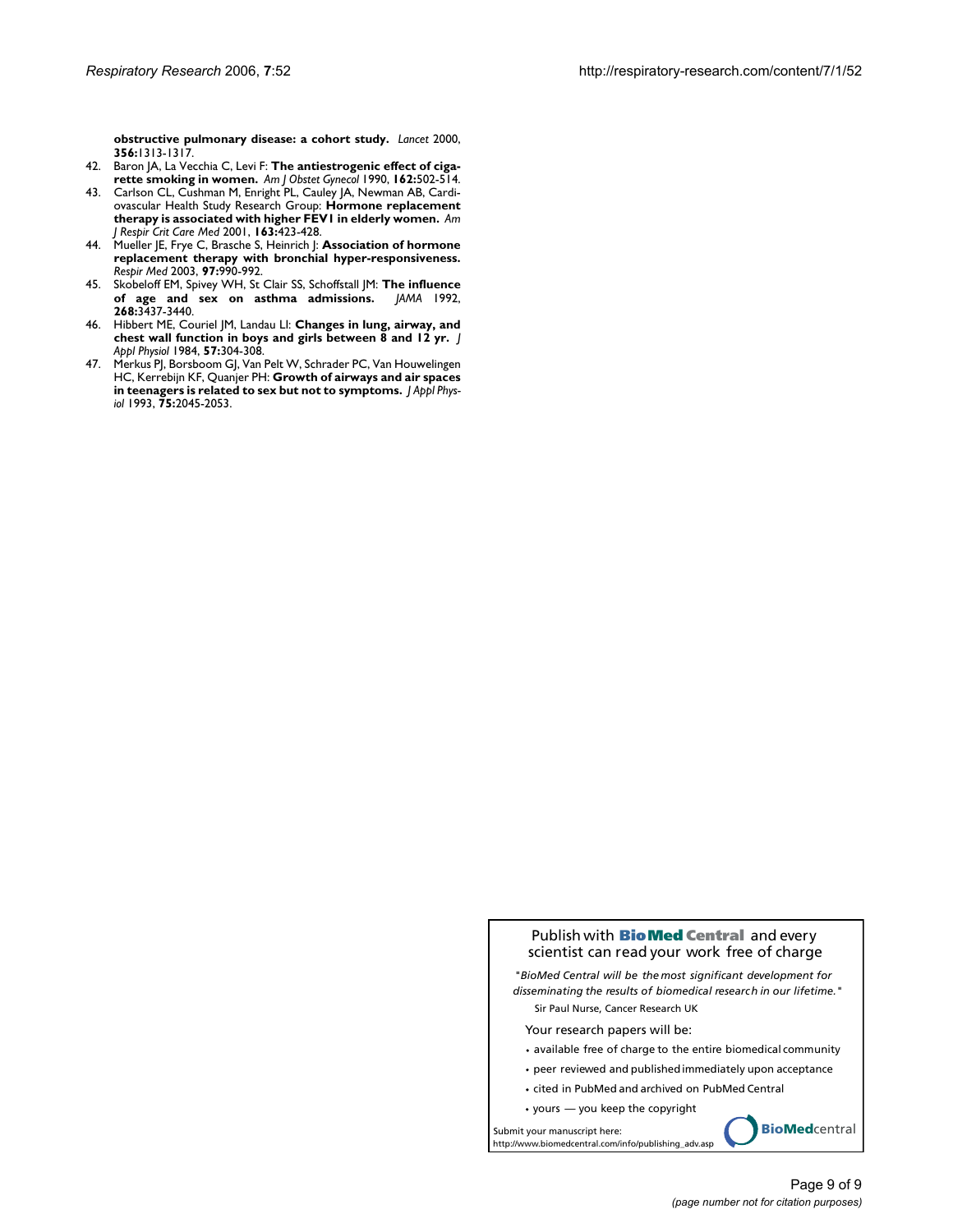**obstructive pulmonary disease: a cohort study.** *Lancet* 2000, **356:**1313-1317.

42. Baron JA, La Vecchia C, Levi F: **The antiestrogenic effect of cigarette smoking in women.** *Am J Obstet Gynecol* 1990, **162:**502-514.
43. Carlson CL, Cushman M, Enright PL, Cauley JA, Newman AB, Cardiovascular Health Study Research Group: **Hormone replacement therapy is associated with higher FEV1 in elderly women.** *Am J Respir Crit Care Med* 2001, **163:**423-428.
44. Mueller JE, Frye C, Brasche S, Heinrich J: **Association of hormone replacement therapy with bronchial hyper-responsiveness.** *Respir Med* 2003, **97:**990-992.
45. Skobeloff EM, Spivey WH, St Clair SS, Schoffstall JM: **The influence of age and sex on asthma admissions.** *JAMA* 1992, **268:**3437-3440.
46. Hibbert ME, Couriel JM, Landau LI: **Changes in lung, airway, and chest wall function in boys and girls between 8 and 12 yr.** *J Appl Physiol* 1984, **57:**304-308.
47. Merkus PJ, Borsboom GJ, Van Pelt W, Schrader PC, Van Houwelingen HC, Kerrebijn KF, Quanjer PH: **Growth of airways and air spaces in teenagers is related to sex but not to symptoms.** *J Appl Physiol* 1993, **75:**2045-2053.

Publish with **BioMed Central** and every scientist can read your work free of charge

*"BioMed Central will be the most significant development for disseminating the results of biomedical research in our lifetime."*

Sir Paul Nurse, Cancer Research UK

Your research papers will be:

- available free of charge to the entire biomedical community
- peer reviewed and published immediately upon acceptance
- cited in PubMed and archived on PubMed Central
- yours — you keep the copyright

Submit your manuscript here:
http://www.biomedcentral.com/info/publishing_adv.asp

**BioMed**central